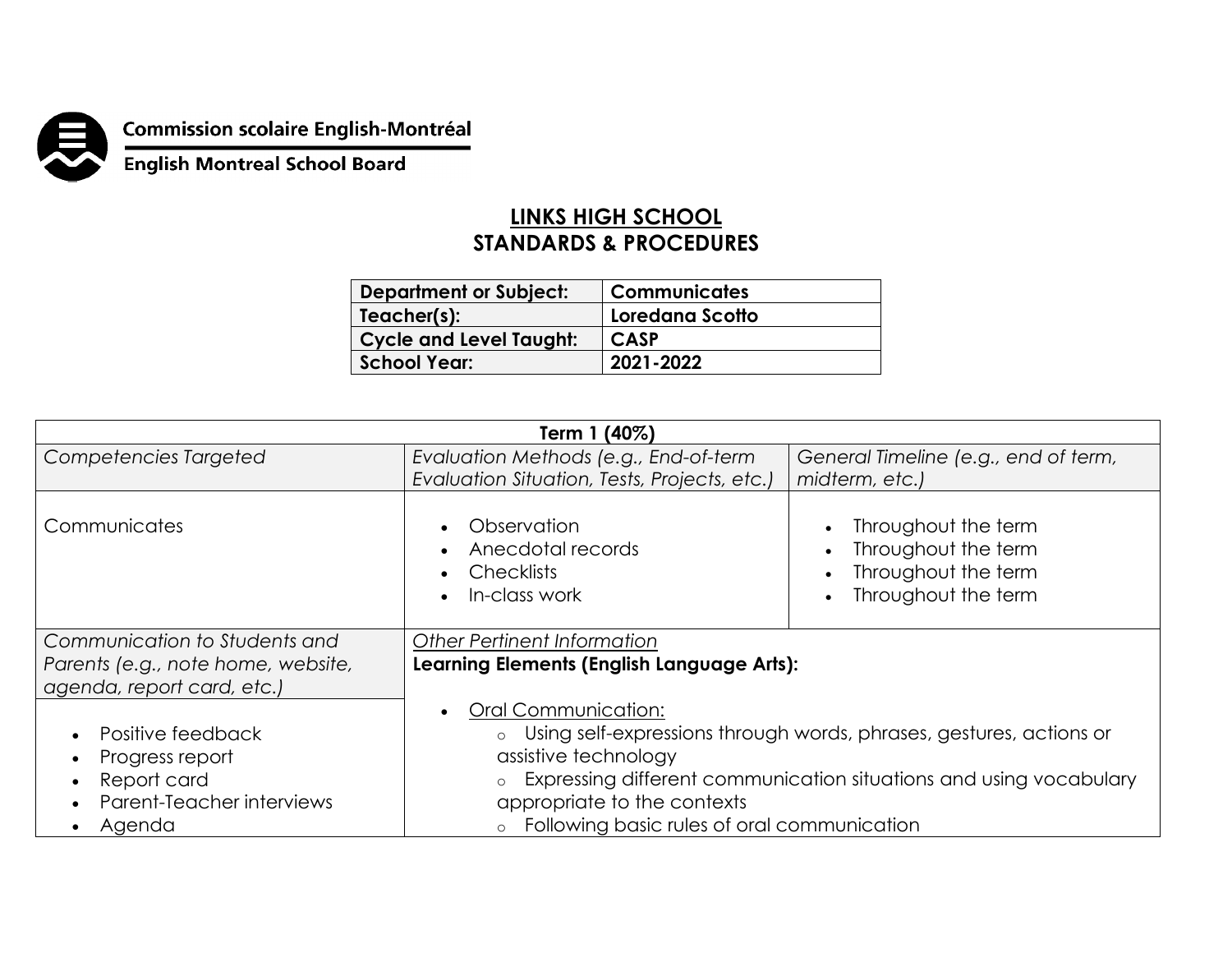Commission scolaire English-Montréal

English Montreal School Board

# LINKS HIGH SCHOOL
## STANDARDS & PROCEDURES

| Department or Subject: | Communicates |
|---|---|
| Teacher(s): | Loredana Scotto |
| Cycle and Level Taught: | CASP |
| School Year: | 2021-2022 |

| Term 1 (40%) | | |
|---|---|---|
| *Competencies Targeted* | *Evaluation Methods (e.g., End-of-term Evaluation Situation, Tests, Projects, etc.)* | *General Timeline (e.g., end of term, midterm, etc.)* |
| Communicates | • Observation<br>• Anecdotal records<br>• Checklists<br>• In-class work | • Throughout the term<br>• Throughout the term<br>• Throughout the term<br>• Throughout the term |
| *Communication to Students and Parents (e.g., note home, website, agenda, report card, etc.)* | *<u>Other Pertinent Information</u>*<br>**Learning Elements (English Language Arts):** | |
| • Positive feedback<br>• Progress report<br>• Report card<br>• Parent-Teacher interviews<br>• Agenda | • <u>Oral Communication:</u><br>  ○ Using self-expressions through words, phrases, gestures, actions or assistive technology<br>  ○ Expressing different communication situations and using vocabulary appropriate to the contexts<br>  ○ Following basic rules of oral communication | |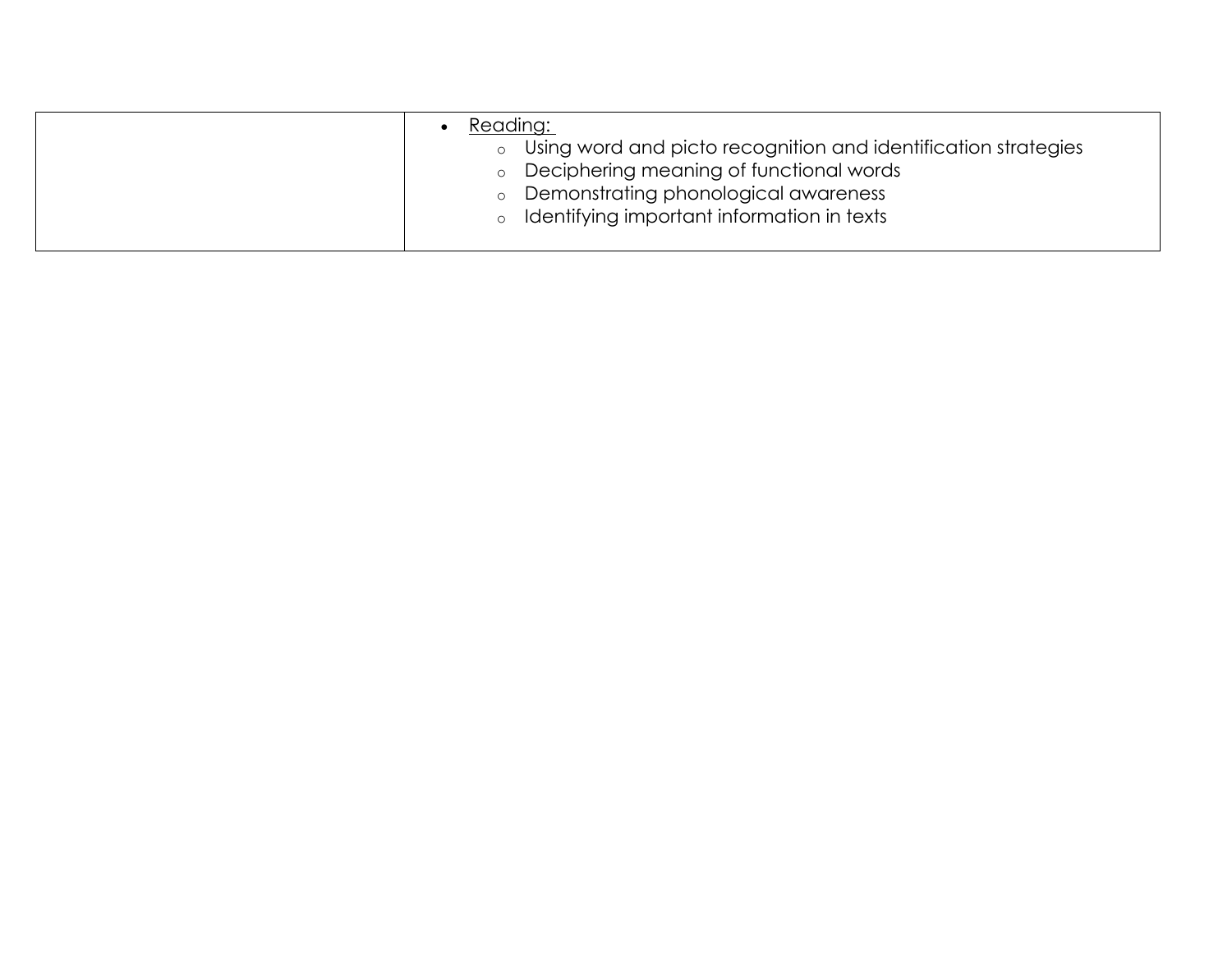| | |
|---|---|
| | • <u>Reading:</u><br>  ○ Using word and picto recognition and identification strategies<br>  ○ Deciphering meaning of functional words<br>  ○ Demonstrating phonological awareness<br>  ○ Identifying important information in texts |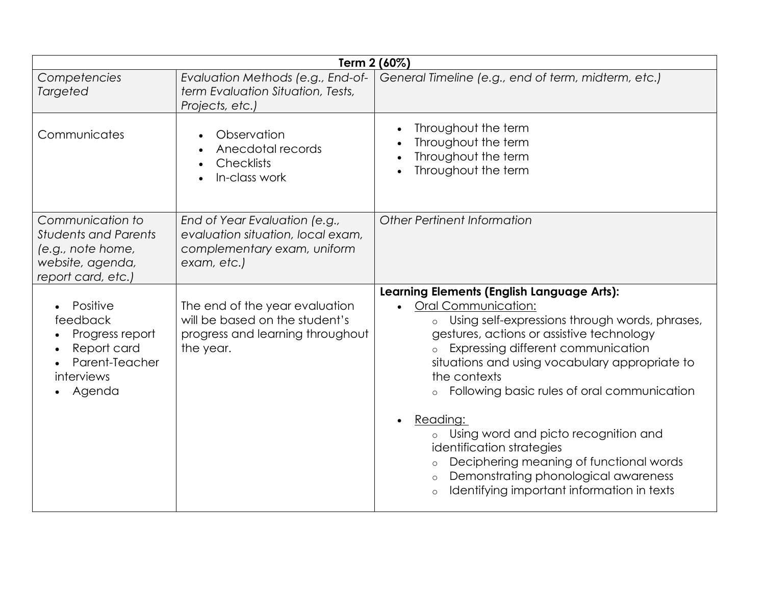| **Term 2 (60%)** | | |
|---|---|---|
| *Competencies Targeted* | *Evaluation Methods (e.g., End-of-term Evaluation Situation, Tests, Projects, etc.)* | *General Timeline (e.g., end of term, midterm, etc.)* |
| Communicates | • Observation<br>• Anecdotal records<br>• Checklists<br>• In-class work | • Throughout the term<br>• Throughout the term<br>• Throughout the term<br>• Throughout the term |
| *Communication to Students and Parents (e.g., note home, website, agenda, report card, etc.)* | *End of Year Evaluation (e.g., evaluation situation, local exam, complementary exam, uniform exam, etc.)* | *Other Pertinent Information* |
| • Positive feedback<br>• Progress report<br>• Report card<br>• Parent-Teacher interviews<br>• Agenda | The end of the year evaluation will be based on the student's progress and learning throughout the year. | **Learning Elements (English Language Arts):**<br>• <u>Oral Communication:</u><br>&nbsp;&nbsp;○ Using self-expressions through words, phrases, gestures, actions or assistive technology<br>&nbsp;&nbsp;○ Expressing different communication situations and using vocabulary appropriate to the contexts<br>&nbsp;&nbsp;○ Following basic rules of oral communication<br>• <u>Reading:</u><br>&nbsp;&nbsp;○ Using word and picto recognition and identification strategies<br>&nbsp;&nbsp;○ Deciphering meaning of functional words<br>&nbsp;&nbsp;○ Demonstrating phonological awareness<br>&nbsp;&nbsp;○ Identifying important information in texts |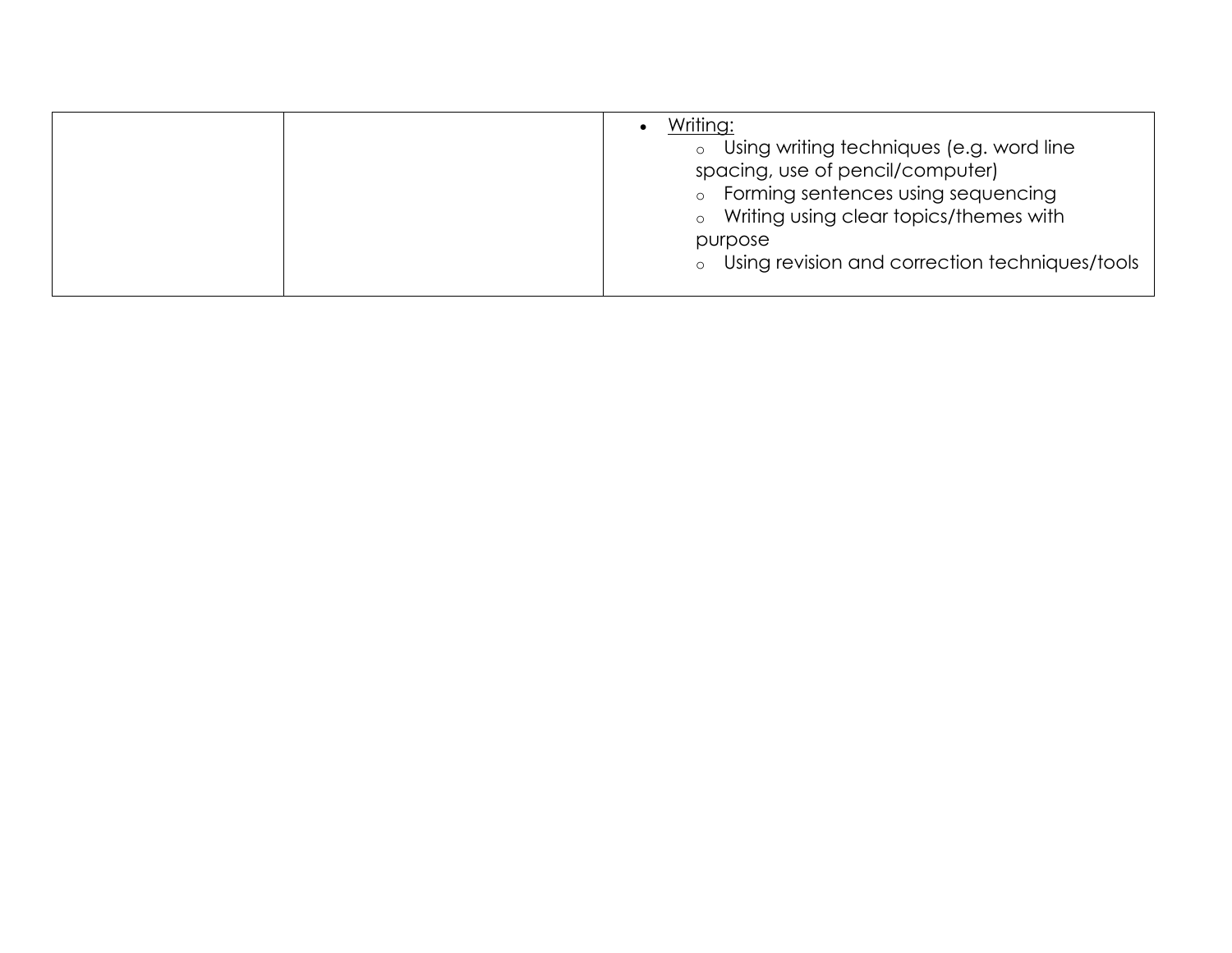| | | |
|---|---|---|
| | | • Writing:<br>  ○ Using writing techniques (e.g. word line spacing, use of pencil/computer)<br>  ○ Forming sentences using sequencing<br>  ○ Writing using clear topics/themes with purpose<br>  ○ Using revision and correction techniques/tools |